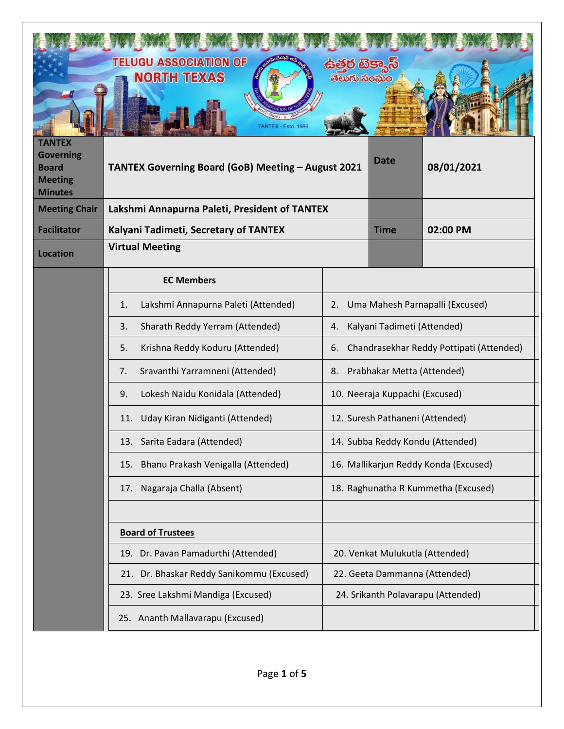| TANTEX Governing Board Meeting Minutes | TANTEX Governing Board (GoB) Meeting – August 2021 | Date | 08/01/2021 |
|---|---|---|---|
| Meeting Chair | Lakshmi Annapurna Paleti, President of TANTEX | | |
| Facilitator | Kalyani Tadimeti, Secretary of TANTEX | Time | 02:00 PM |
| Location | Virtual Meeting | | |

| **EC Members** | |
|---|---|
| 1. Lakshmi Annapurna Paleti (Attended) | 2. Uma Mahesh Parnapalli (Excused) |
| 3. Sharath Reddy Yerram (Attended) | 4. Kalyani Tadimeti (Attended) |
| 5. Krishna Reddy Koduru (Attended) | 6. Chandrasekhar Reddy Pottipati (Attended) |
| 7. Sravanthi Yarramneni (Attended) | 8. Prabhakar Metta (Attended) |
| 9. Lokesh Naidu Konidala (Attended) | 10. Neeraja Kuppachi (Excused) |
| 11. Uday Kiran Nidiganti (Attended) | 12. Suresh Pathaneni (Attended) |
| 13. Sarita Eadara (Attended) | 14. Subba Reddy Kondu (Attended) |
| 15. Bhanu Prakash Venigalla (Attended) | 16. Mallikarjun Reddy Konda (Excused) |
| 17. Nagaraja Challa (Absent) | 18. Raghunatha R Kummetha (Excused) |
| | |
| **Board of Trustees** | |
| 19. Dr. Pavan Pamadurthi (Attended) | 20. Venkat Mulukutla (Attended) |
| 21. Dr. Bhaskar Reddy Sanikommu (Excused) | 22. Geeta Dammanna (Attended) |
| 23. Sree Lakshmi Mandiga (Excused) | 24. Srikanth Polavarapu (Attended) |
| 25. Ananth Mallavarapu (Excused) | |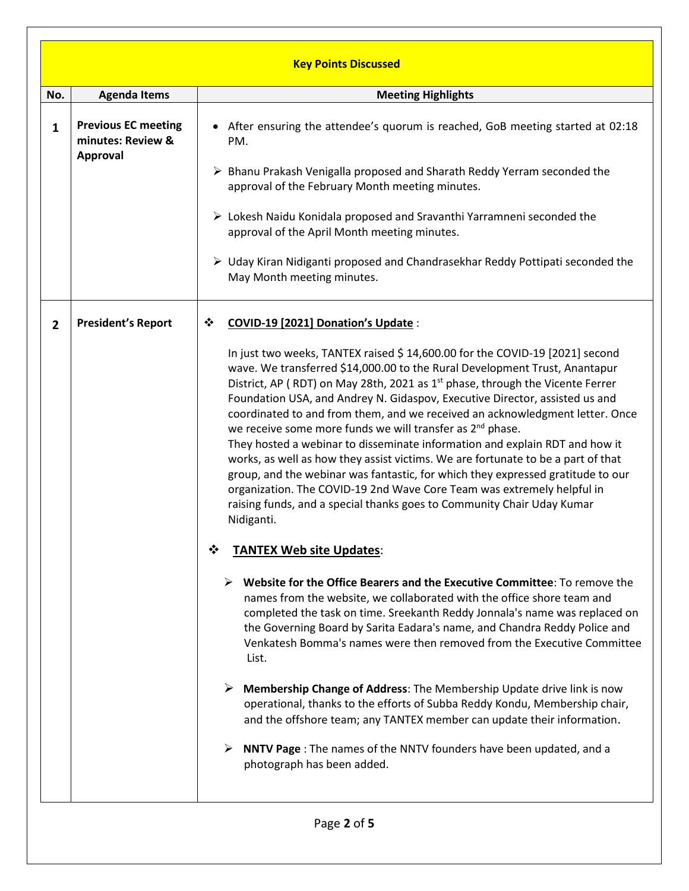| Key Points Discussed | | |
|---|---|---|
| **No.** | **Agenda Items** | **Meeting Highlights** |
| **1** | **Previous EC meeting minutes: Review & Approval** | • After ensuring the attendee's quorum is reached, GoB meeting started at 02:18 PM.<br><br>➢ Bhanu Prakash Venigalla proposed and Sharath Reddy Yerram seconded the approval of the February Month meeting minutes.<br><br>➢ Lokesh Naidu Konidala proposed and Sravanthi Yarramneni seconded the approval of the April Month meeting minutes.<br><br>➢ Uday Kiran Nidiganti proposed and Chandrasekhar Reddy Pottipati seconded the May Month meeting minutes. |
| **2** | **President's Report** | ❖ **<u>COVID-19 [2021] Donation's Update</u>** :<br><br>In just two weeks, TANTEX raised $ 14,600.00 for the COVID-19 [2021] second wave. We transferred $14,000.00 to the Rural Development Trust, Anantapur District, AP ( RDT) on May 28th, 2021 as 1st phase, through the Vicente Ferrer Foundation USA, and Andrey N. Gidaspov, Executive Director, assisted us and coordinated to and from them, and we received an acknowledgment letter. Once we receive some more funds we will transfer as 2nd phase.<br>They hosted a webinar to disseminate information and explain RDT and how it works, as well as how they assist victims. We are fortunate to be a part of that group, and the webinar was fantastic, for which they expressed gratitude to our organization. The COVID-19 2nd Wave Core Team was extremely helpful in raising funds, and a special thanks goes to Community Chair Uday Kumar Nidiganti.<br><br>❖ **<u>TANTEX Web site Updates</u>**:<br><br>➢ **Website for the Office Bearers and the Executive Committee**: To remove the names from the website, we collaborated with the office shore team and completed the task on time. Sreekanth Reddy Jonnala's name was replaced on the Governing Board by Sarita Eadara's name, and Chandra Reddy Police and Venkatesh Bomma's names were then removed from the Executive Committee List.<br><br>➢ **Membership Change of Address**: The Membership Update drive link is now operational, thanks to the efforts of Subba Reddy Kondu, Membership chair, and the offshore team; any TANTEX member can update their information.<br><br>➢ **NNTV Page** : The names of the NNTV founders have been updated, and a photograph has been added. |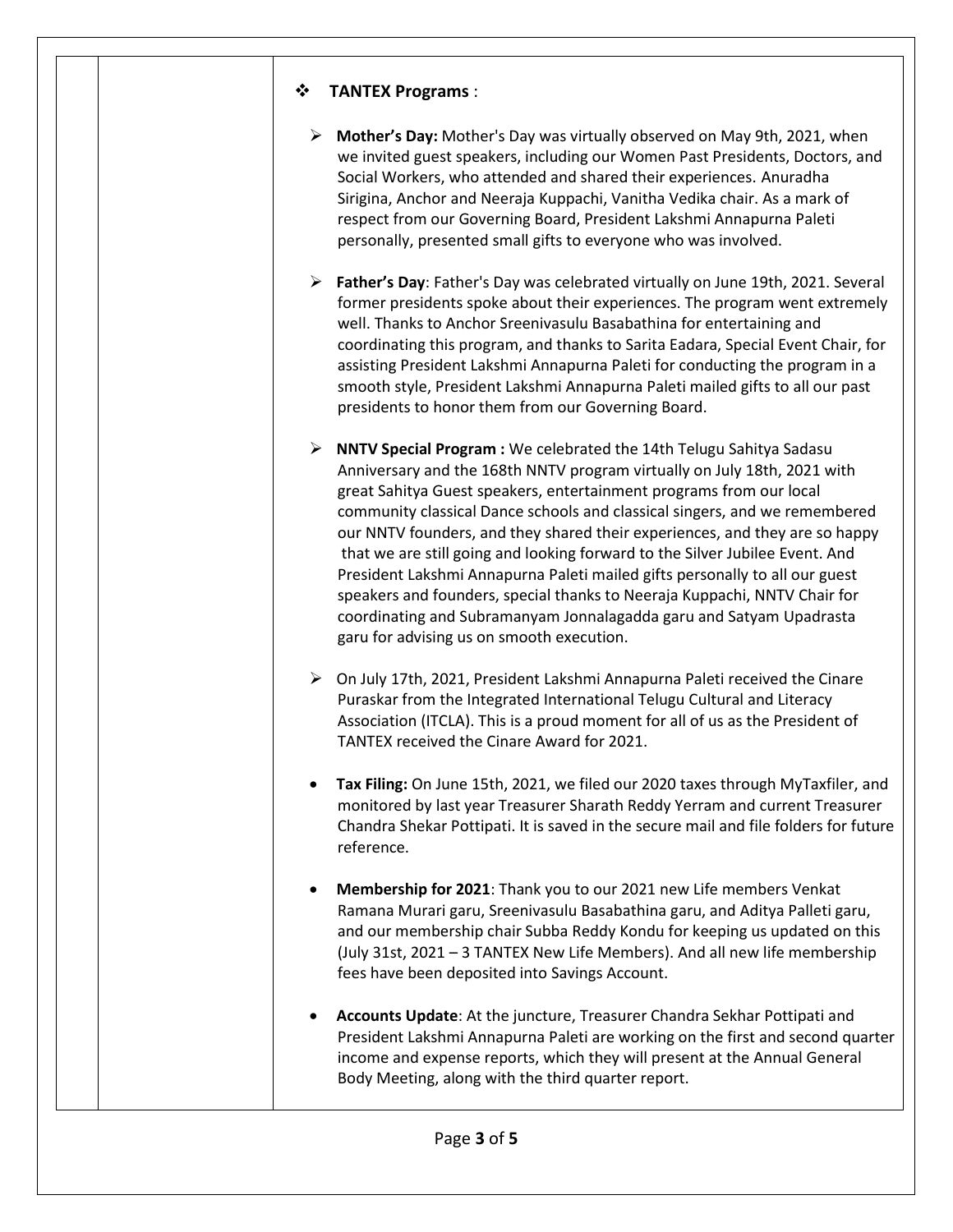❖ **TANTEX Programs** :

- **Mother's Day:** Mother's Day was virtually observed on May 9th, 2021, when we invited guest speakers, including our Women Past Presidents, Doctors, and Social Workers, who attended and shared their experiences. Anuradha Sirigina, Anchor and Neeraja Kuppachi, Vanitha Vedika chair. As a mark of respect from our Governing Board, President Lakshmi Annapurna Paleti personally, presented small gifts to everyone who was involved.

- **Father's Day**: Father's Day was celebrated virtually on June 19th, 2021. Several former presidents spoke about their experiences. The program went extremely well. Thanks to Anchor Sreenivasulu Basabathina for entertaining and coordinating this program, and thanks to Sarita Eadara, Special Event Chair, for assisting President Lakshmi Annapurna Paleti for conducting the program in a smooth style, President Lakshmi Annapurna Paleti mailed gifts to all our past presidents to honor them from our Governing Board.

- **NNTV Special Program :** We celebrated the 14th Telugu Sahitya Sadasu Anniversary and the 168th NNTV program virtually on July 18th, 2021 with great Sahitya Guest speakers, entertainment programs from our local community classical Dance schools and classical singers, and we remembered our NNTV founders, and they shared their experiences, and they are so happy that we are still going and looking forward to the Silver Jubilee Event. And President Lakshmi Annapurna Paleti mailed gifts personally to all our guest speakers and founders, special thanks to Neeraja Kuppachi, NNTV Chair for coordinating and Subramanyam Jonnalagadda garu and Satyam Upadrasta garu for advising us on smooth execution.

- On July 17th, 2021, President Lakshmi Annapurna Paleti received the Cinare Puraskar from the Integrated International Telugu Cultural and Literacy Association (ITCLA). This is a proud moment for all of us as the President of TANTEX received the Cinare Award for 2021.

- **Tax Filing:** On June 15th, 2021, we filed our 2020 taxes through MyTaxfiler, and monitored by last year Treasurer Sharath Reddy Yerram and current Treasurer Chandra Shekar Pottipati. It is saved in the secure mail and file folders for future reference.

- **Membership for 2021**: Thank you to our 2021 new Life members Venkat Ramana Murari garu, Sreenivasulu Basabathina garu, and Aditya Palleti garu, and our membership chair Subba Reddy Kondu for keeping us updated on this (July 31st, 2021 – 3 TANTEX New Life Members). And all new life membership fees have been deposited into Savings Account.

- **Accounts Update**: At the juncture, Treasurer Chandra Sekhar Pottipati and President Lakshmi Annapurna Paleti are working on the first and second quarter income and expense reports, which they will present at the Annual General Body Meeting, along with the third quarter report.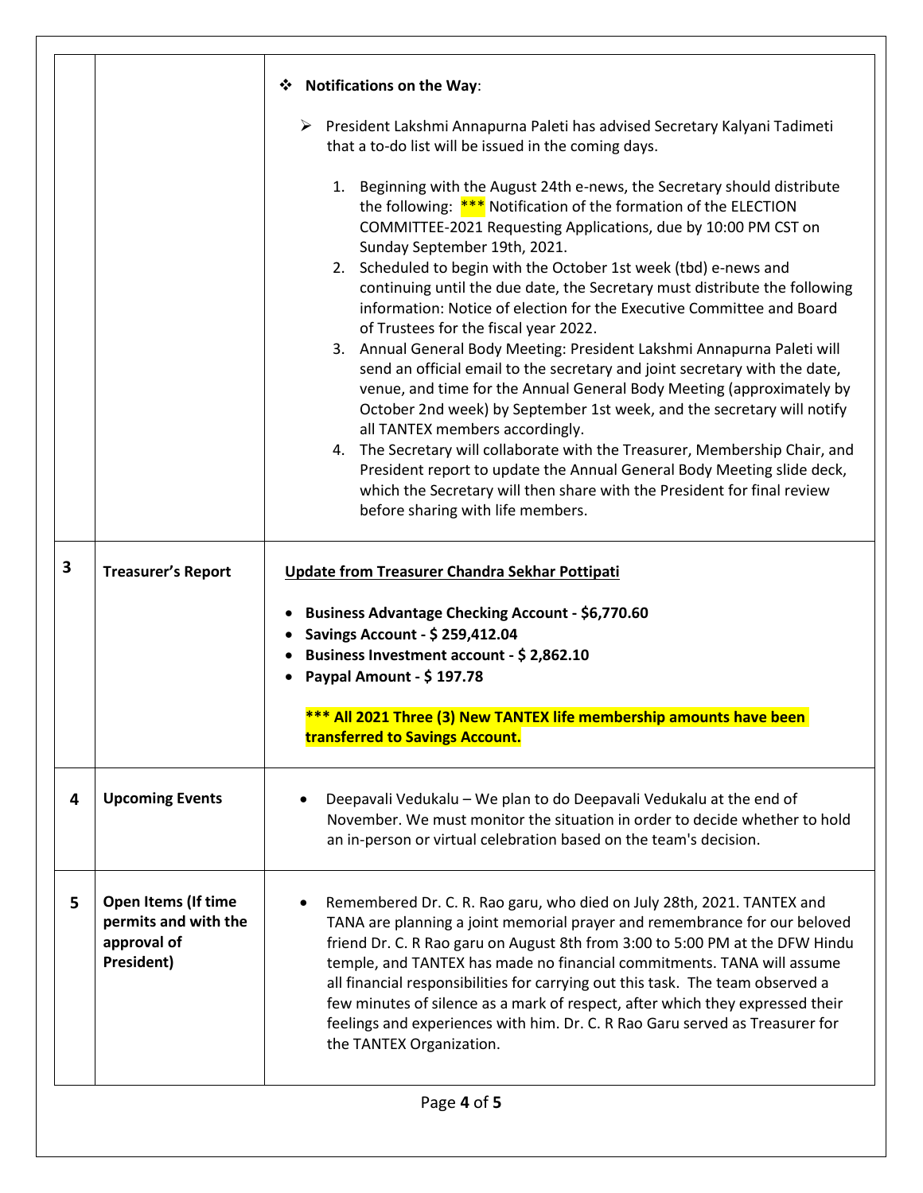| | | |
|---|---|---|
| | | ❖ **Notifications on the Way**:<br><br>➢ President Lakshmi Annapurna Paleti has advised Secretary Kalyani Tadimeti that a to-do list will be issued in the coming days.<br><br>1. Beginning with the August 24th e-news, the Secretary should distribute the following: *** Notification of the formation of the ELECTION COMMITTEE-2021 Requesting Applications, due by 10:00 PM CST on Sunday September 19th, 2021.<br>2. Scheduled to begin with the October 1st week (tbd) e-news and continuing until the due date, the Secretary must distribute the following information: Notice of election for the Executive Committee and Board of Trustees for the fiscal year 2022.<br>3. Annual General Body Meeting: President Lakshmi Annapurna Paleti will send an official email to the secretary and joint secretary with the date, venue, and time for the Annual General Body Meeting (approximately by October 2nd week) by September 1st week, and the secretary will notify all TANTEX members accordingly.<br>4. The Secretary will collaborate with the Treasurer, Membership Chair, and President report to update the Annual General Body Meeting slide deck, which the Secretary will then share with the President for final review before sharing with life members. |
| **3** | **Treasurer's Report** | **Update from Treasurer Chandra Sekhar Pottipati**<br><br>• **Business Advantage Checking Account - $6,770.60**<br>• **Savings Account - $ 259,412.04**<br>• **Business Investment account - $ 2,862.10**<br>• **Paypal Amount - $ 197.78**<br><br>**\*\*\* All 2021 Three (3) New TANTEX life membership amounts have been transferred to Savings Account.** |
| **4** | **Upcoming Events** | • Deepavali Vedukalu – We plan to do Deepavali Vedukalu at the end of November. We must monitor the situation in order to decide whether to hold an in-person or virtual celebration based on the team's decision. |
| **5** | **Open Items (If time permits and with the approval of President)** | • Remembered Dr. C. R. Rao garu, who died on July 28th, 2021. TANTEX and TANA are planning a joint memorial prayer and remembrance for our beloved friend Dr. C. R Rao garu on August 8th from 3:00 to 5:00 PM at the DFW Hindu temple, and TANTEX has made no financial commitments. TANA will assume all financial responsibilities for carrying out this task. The team observed a few minutes of silence as a mark of respect, after which they expressed their feelings and experiences with him. Dr. C. R Rao Garu served as Treasurer for the TANTEX Organization. |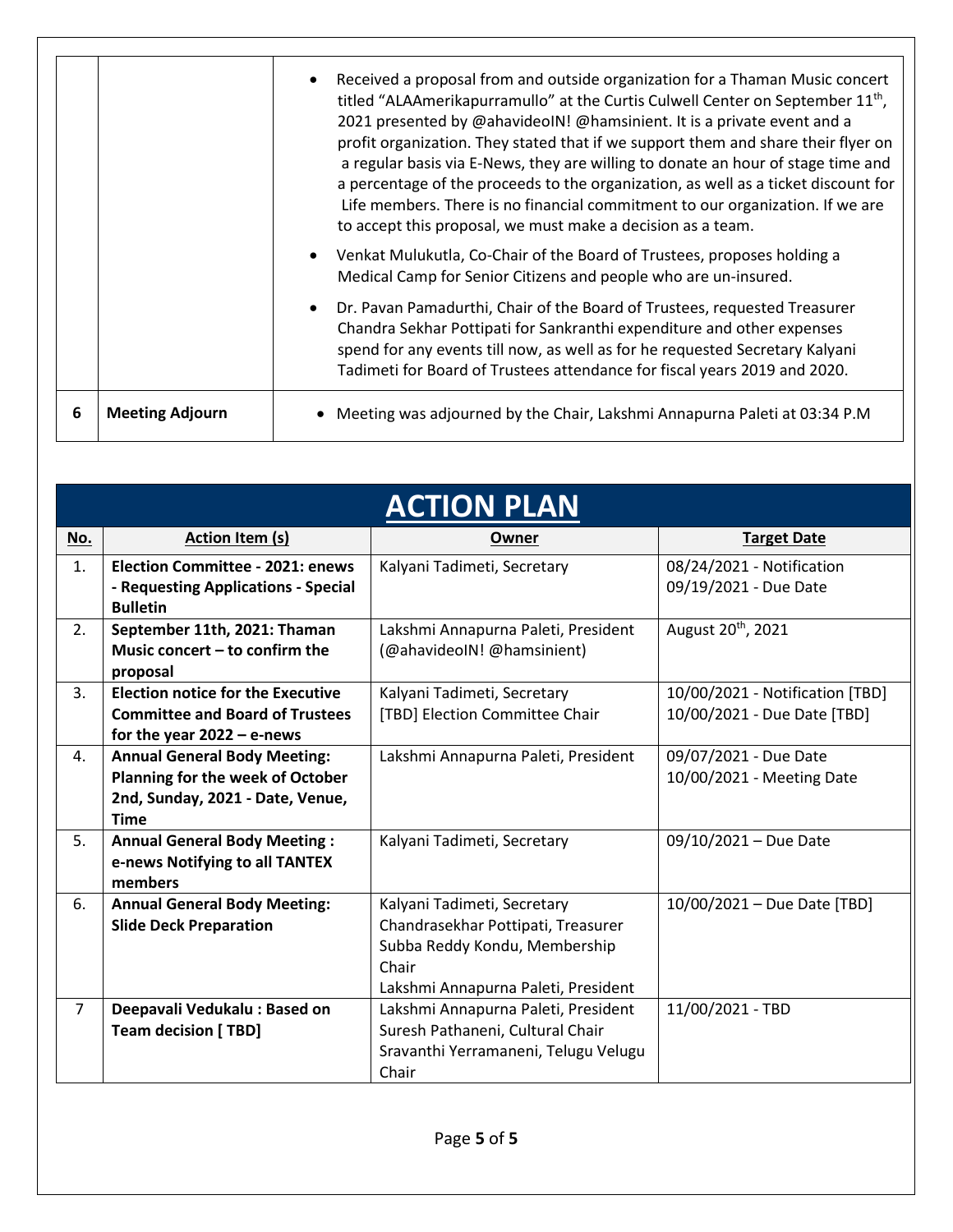| | | |
|---|---|---|
| | | • Received a proposal from and outside organization for a Thaman Music concert titled "ALAAmerikapurramullo" at the Curtis Culwell Center on September 11th, 2021 presented by @ahavideoIN! @hamsinient. It is a private event and a profit organization. They stated that if we support them and share their flyer on a regular basis via E-News, they are willing to donate an hour of stage time and a percentage of the proceeds to the organization, as well as a ticket discount for Life members. There is no financial commitment to our organization. If we are to accept this proposal, we must make a decision as a team.<br>• Venkat Mulukutla, Co-Chair of the Board of Trustees, proposes holding a Medical Camp for Senior Citizens and people who are un-insured.<br>• Dr. Pavan Pamadurthi, Chair of the Board of Trustees, requested Treasurer Chandra Sekhar Pottipati for Sankranthi expenditure and other expenses spend for any events till now, as well as for he requested Secretary Kalyani Tadimeti for Board of Trustees attendance for fiscal years 2019 and 2020. |
| 6 | **Meeting Adjourn** | • Meeting was adjourned by the Chair, Lakshmi Annapurna Paleti at 03:34 P.M |

# ACTION PLAN

| No. | Action Item (s) | Owner | Target Date |
|---|---|---|---|
| 1. | **Election Committee - 2021: enews - Requesting Applications - Special Bulletin** | Kalyani Tadimeti, Secretary | 08/24/2021 - Notification<br>09/19/2021 - Due Date |
| 2. | **September 11th, 2021: Thaman Music concert – to confirm the proposal** | Lakshmi Annapurna Paleti, President (@ahavideoIN! @hamsinient) | August 20th, 2021 |
| 3. | **Election notice for the Executive Committee and Board of Trustees for the year 2022 – e-news** | Kalyani Tadimeti, Secretary<br>[TBD] Election Committee Chair | 10/00/2021 - Notification [TBD]<br>10/00/2021 - Due Date [TBD] |
| 4. | **Annual General Body Meeting: Planning for the week of October 2nd, Sunday, 2021 - Date, Venue, Time** | Lakshmi Annapurna Paleti, President | 09/07/2021 - Due Date<br>10/00/2021 - Meeting Date |
| 5. | **Annual General Body Meeting : e-news Notifying to all TANTEX members** | Kalyani Tadimeti, Secretary | 09/10/2021 – Due Date |
| 6. | **Annual General Body Meeting: Slide Deck Preparation** | Kalyani Tadimeti, Secretary<br>Chandrasekhar Pottipati, Treasurer<br>Subba Reddy Kondu, Membership Chair<br>Lakshmi Annapurna Paleti, President | 10/00/2021 – Due Date [TBD] |
| 7 | **Deepavali Vedukalu : Based on Team decision [ TBD]** | Lakshmi Annapurna Paleti, President<br>Suresh Pathaneni, Cultural Chair<br>Sravanthi Yerramaneni, Telugu Velugu Chair | 11/00/2021 - TBD |